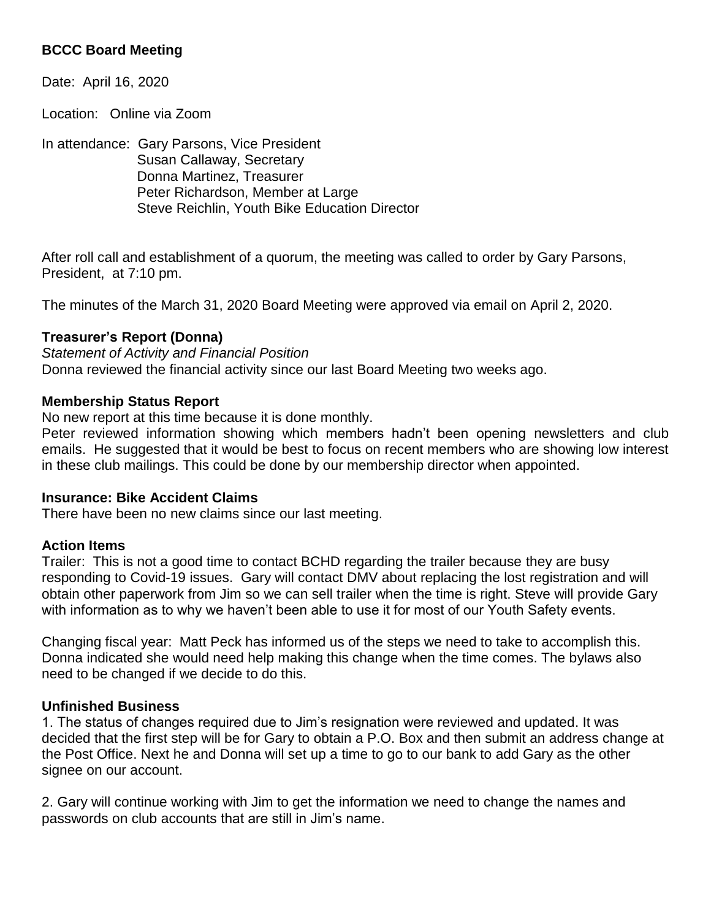**BCCC Board Meeting**

Date: April 16, 2020

Location: Online via Zoom

In attendance: Gary Parsons, Vice President
Susan Callaway, Secretary
Donna Martinez, Treasurer
Peter Richardson, Member at Large
Steve Reichlin, Youth Bike Education Director

After roll call and establishment of a quorum, the meeting was called to order by Gary Parsons, President, at 7:10 pm.

The minutes of the March 31, 2020 Board Meeting were approved via email on April 2, 2020.

**Treasurer's Report (Donna)**

*Statement of Activity and Financial Position*
Donna reviewed the financial activity since our last Board Meeting two weeks ago.

**Membership Status Report**

No new report at this time because it is done monthly.
Peter reviewed information showing which members hadn't been opening newsletters and club emails. He suggested that it would be best to focus on recent members who are showing low interest in these club mailings. This could be done by our membership director when appointed.

**Insurance: Bike Accident Claims**

There have been no new claims since our last meeting.

**Action Items**

Trailer: This is not a good time to contact BCHD regarding the trailer because they are busy responding to Covid-19 issues. Gary will contact DMV about replacing the lost registration and will obtain other paperwork from Jim so we can sell trailer when the time is right. Steve will provide Gary with information as to why we haven't been able to use it for most of our Youth Safety events.

Changing fiscal year: Matt Peck has informed us of the steps we need to take to accomplish this. Donna indicated she would need help making this change when the time comes. The bylaws also need to be changed if we decide to do this.

**Unfinished Business**

1. The status of changes required due to Jim's resignation were reviewed and updated. It was decided that the first step will be for Gary to obtain a P.O. Box and then submit an address change at the Post Office. Next he and Donna will set up a time to go to our bank to add Gary as the other signee on our account.

2. Gary will continue working with Jim to get the information we need to change the names and passwords on club accounts that are still in Jim's name.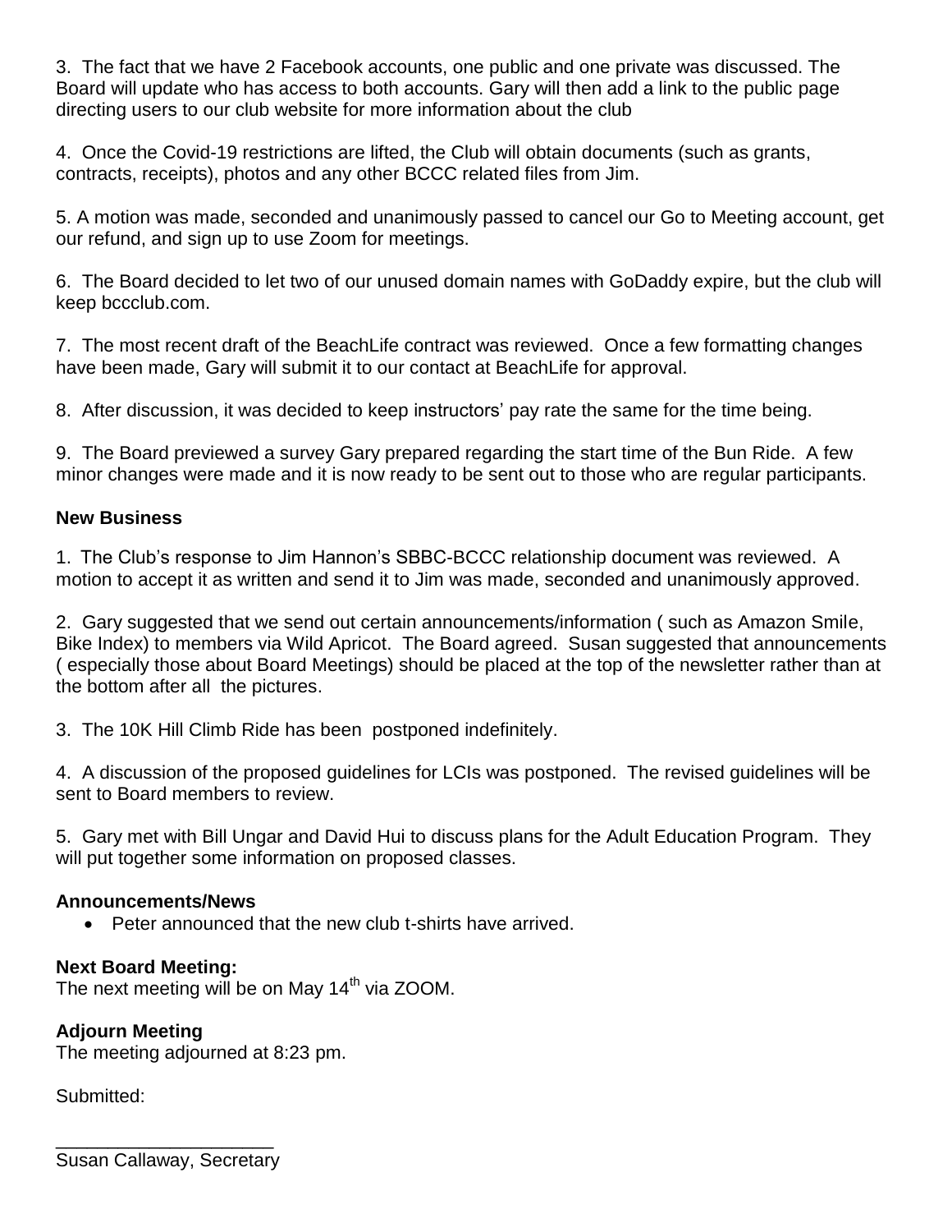3. The fact that we have 2 Facebook accounts, one public and one private was discussed. The Board will update who has access to both accounts. Gary will then add a link to the public page directing users to our club website for more information about the club

4. Once the Covid-19 restrictions are lifted, the Club will obtain documents (such as grants, contracts, receipts), photos and any other BCCC related files from Jim.

5. A motion was made, seconded and unanimously passed to cancel our Go to Meeting account, get our refund, and sign up to use Zoom for meetings.

6. The Board decided to let two of our unused domain names with GoDaddy expire, but the club will keep bccclub.com.

7. The most recent draft of the BeachLife contract was reviewed. Once a few formatting changes have been made, Gary will submit it to our contact at BeachLife for approval.

8. After discussion, it was decided to keep instructors' pay rate the same for the time being.

9. The Board previewed a survey Gary prepared regarding the start time of the Bun Ride. A few minor changes were made and it is now ready to be sent out to those who are regular participants.

**New Business**

1. The Club's response to Jim Hannon's SBBC-BCCC relationship document was reviewed. A motion to accept it as written and send it to Jim was made, seconded and unanimously approved.

2. Gary suggested that we send out certain announcements/information ( such as Amazon Smile, Bike Index) to members via Wild Apricot. The Board agreed. Susan suggested that announcements ( especially those about Board Meetings) should be placed at the top of the newsletter rather than at the bottom after all the pictures.

3. The 10K Hill Climb Ride has been postponed indefinitely.

4. A discussion of the proposed guidelines for LCIs was postponed. The revised guidelines will be sent to Board members to review.

5. Gary met with Bill Ungar and David Hui to discuss plans for the Adult Education Program. They will put together some information on proposed classes.

**Announcements/News**

- Peter announced that the new club t-shirts have arrived.

**Next Board Meeting:**
The next meeting will be on May 14th via ZOOM.

**Adjourn Meeting**
The meeting adjourned at 8:23 pm.

Submitted:

\_\_\_\_\_\_\_\_\_\_\_\_\_\_\_\_\_\_\_\_\_\_
Susan Callaway, Secretary